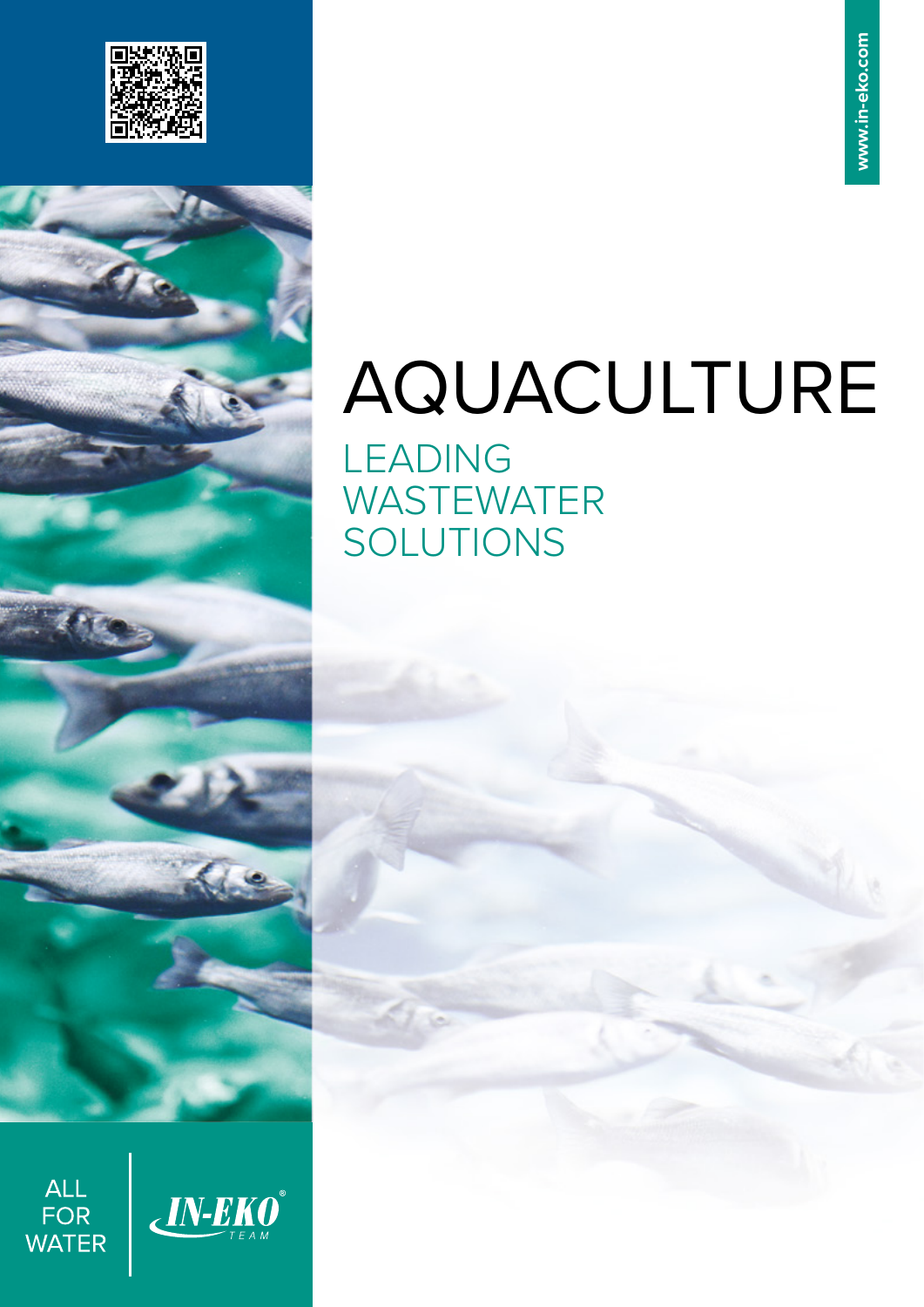www.in-eko.com

# AQUACULTURE

## LEADING WASTEWATER SOLUTIONS

ALL FOR WATER

IN-EKO® TEAM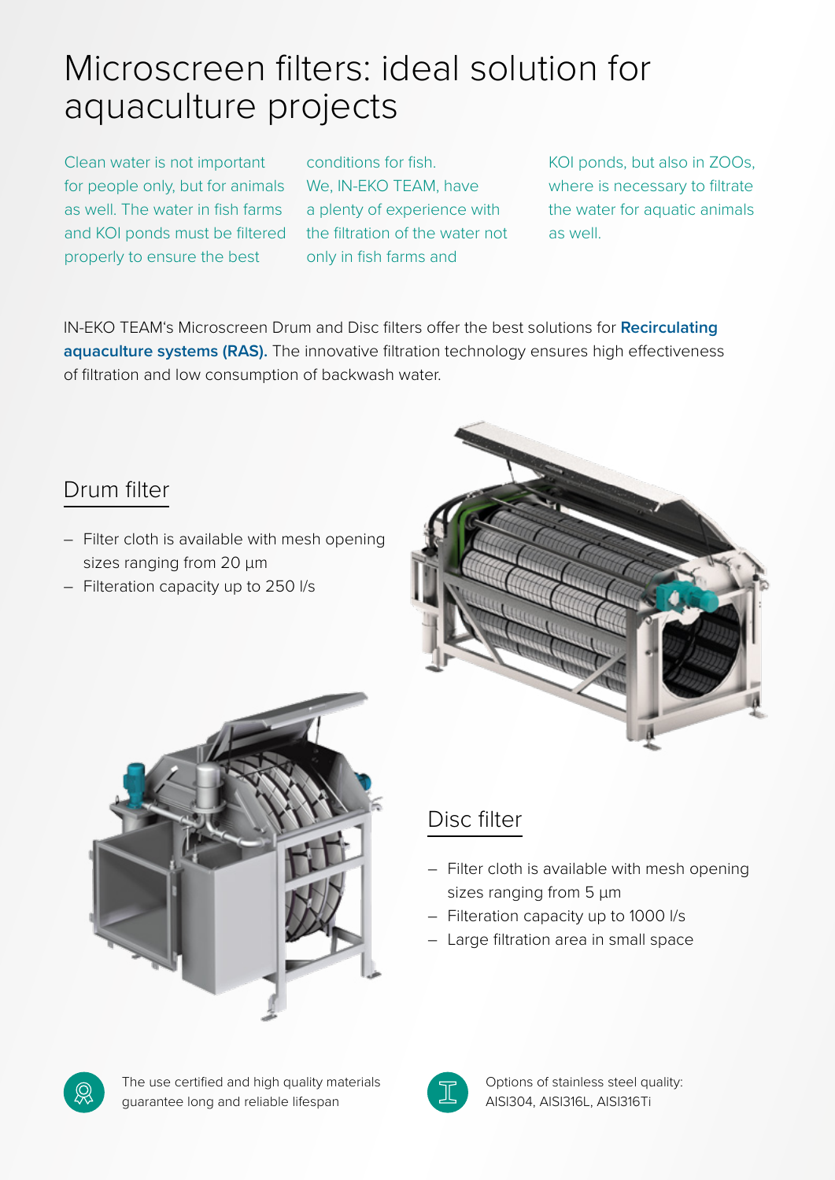# Microscreen filters: ideal solution for aquaculture projects

Clean water is not important for people only, but for animals as well. The water in fish farms and KOI ponds must be filtered properly to ensure the best conditions for fish. We, IN-EKO TEAM, have a plenty of experience with the filtration of the water not only in fish farms and KOI ponds, but also in ZOOs, where is necessary to filtrate the water for aquatic animals as well.

IN-EKO TEAM's Microscreen Drum and Disc filters offer the best solutions for **Recirculating aquaculture systems (RAS).** The innovative filtration technology ensures high effectiveness of filtration and low consumption of backwash water.

## Drum filter

- Filter cloth is available with mesh opening sizes ranging from 20 µm
- Filteration capacity up to 250 l/s

## Disc filter

- Filter cloth is available with mesh opening sizes ranging from 5 µm
- Filteration capacity up to 1000 l/s
- Large filtration area in small space

The use certified and high quality materials guarantee long and reliable lifespan

Options of stainless steel quality: AISI304, AISI316L, AISI316Ti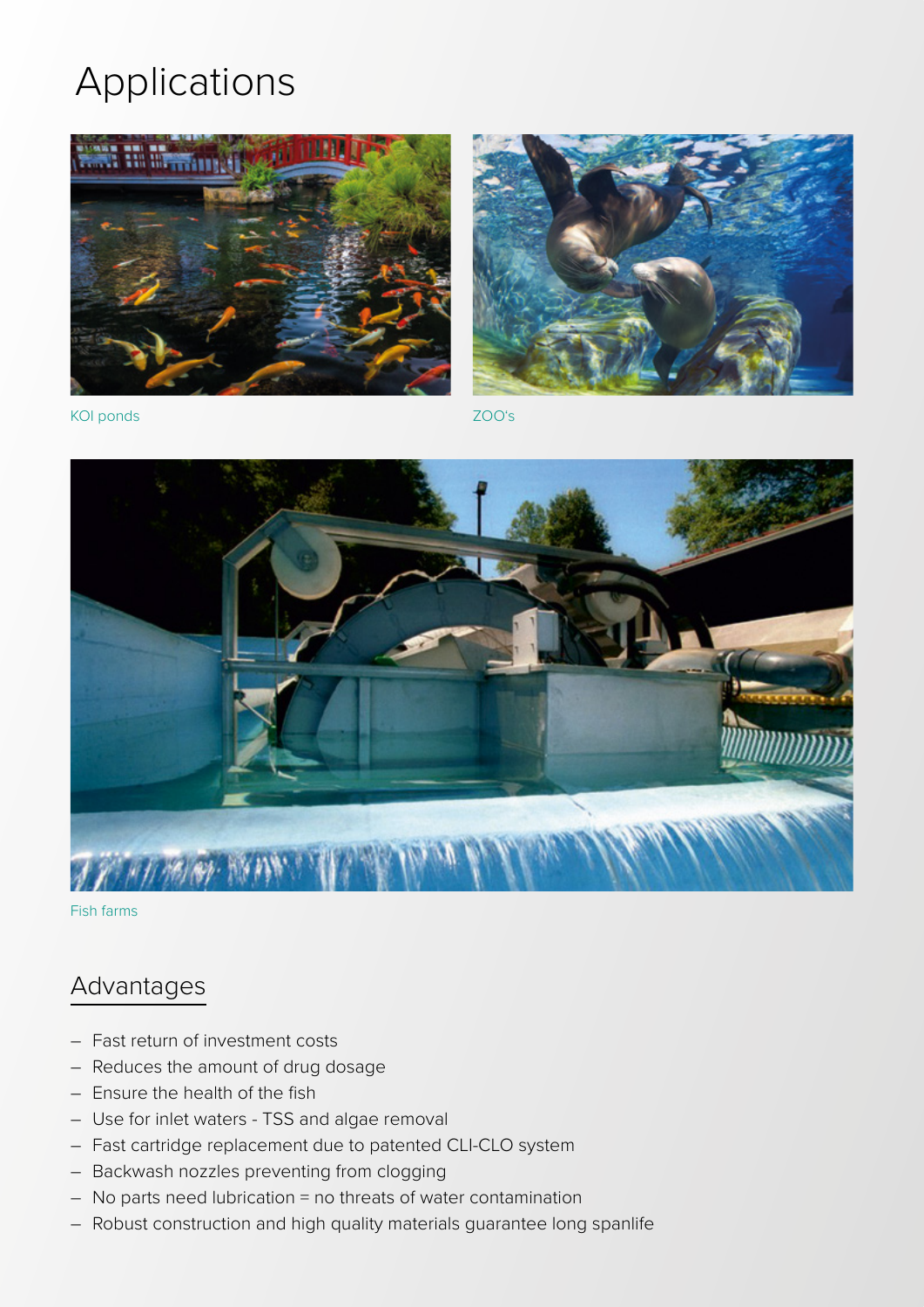# Applications

KOI ponds

ZOO's

Fish farms

## Advantages

- Fast return of investment costs
- Reduces the amount of drug dosage
- Ensure the health of the fish
- Use for inlet waters - TSS and algae removal
- Fast cartridge replacement due to patented CLI-CLO system
- Backwash nozzles preventing from clogging
- No parts need lubrication = no threats of water contamination
- Robust construction and high quality materials guarantee long spanlife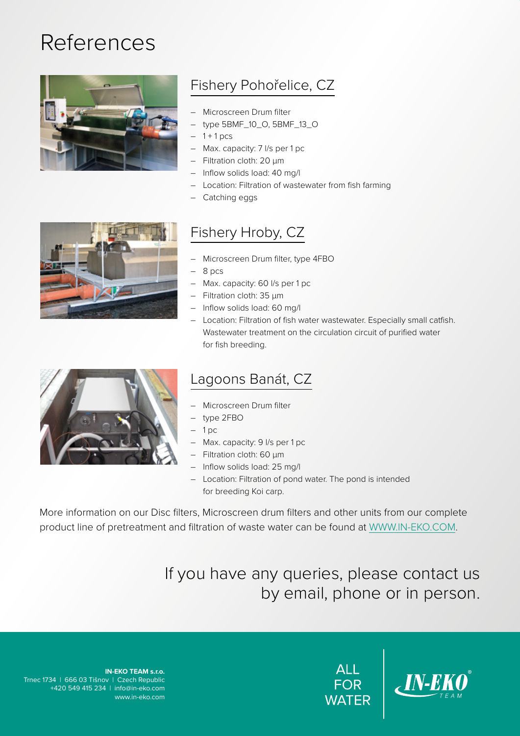# References

## Fishery Pohořelice, CZ

- Microscreen Drum filter
- type 5BMF_10_O, 5BMF_13_O
- 1 + 1 pcs
- Max. capacity: 7 l/s per 1 pc
- Filtration cloth: 20 µm
- Inflow solids load: 40 mg/l
- Location: Filtration of wastewater from fish farming
- Catching eggs

## Fishery Hroby, CZ

- Microscreen Drum filter, type 4FBO
- 8 pcs
- Max. capacity: 60 l/s per 1 pc
- Filtration cloth: 35 µm
- Inflow solids load: 60 mg/l
- Location: Filtration of fish water wastewater. Especially small catfish. Wastewater treatment on the circulation circuit of purified water for fish breeding.

## Lagoons Banát, CZ

- Microscreen Drum filter
- type 2FBO
- 1 pc
- Max. capacity: 9 l/s per 1 pc
- Filtration cloth: 60 µm
- Inflow solids load: 25 mg/l
- Location: Filtration of pond water. The pond is intended for breeding Koi carp.

More information on our Disc filters, Microscreen drum filters and other units from our complete product line of pretreatment and filtration of waste water can be found at WWW.IN-EKO.COM.

If you have any queries, please contact us by email, phone or in person.

**IN-EKO TEAM s.r.o.**
Trnec 1734 | 666 03 Tišnov | Czech Republic
+420 549 415 234 | info@in-eko.com
www.in-eko.com

ALL FOR WATER

IN-EKO TEAM